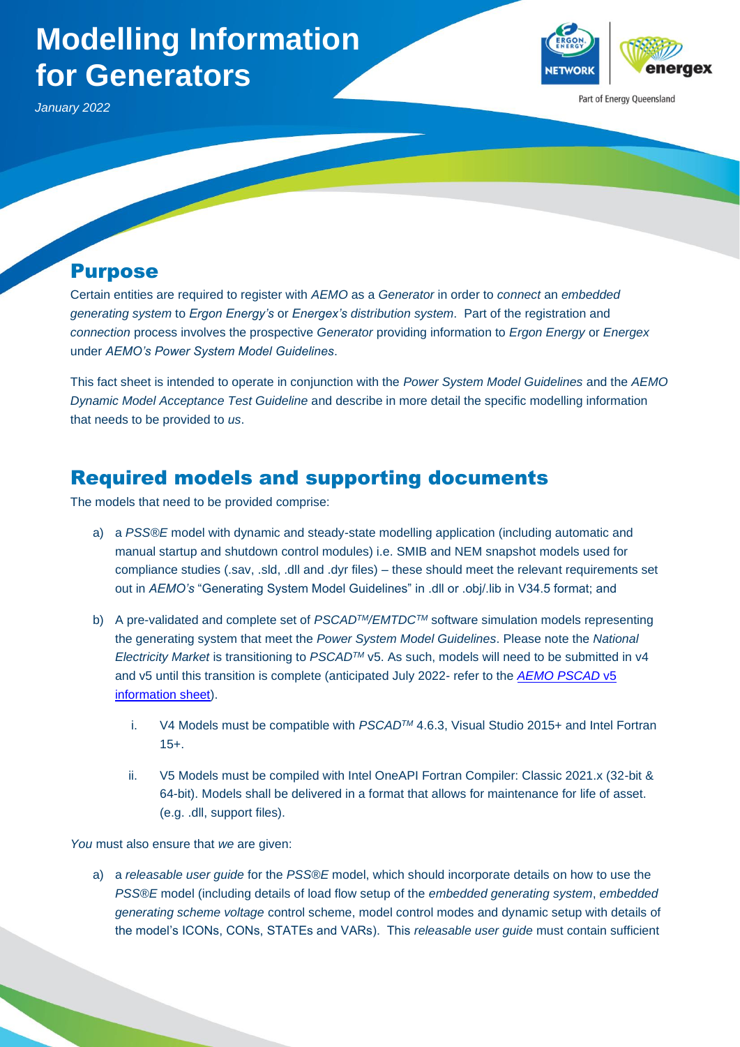# Modelling Information for Generators

*January 2022*

## Purpose

Certain entities are required to register with *AEMO* as a *Generator* in order to *connect* an *embedded generating system* to *Ergon Energy's* or *Energex's distribution system*. Part of the registration and *connection* process involves the prospective *Generator* providing information to *Ergon Energy* or *Energex* under *AEMO's Power System Model Guidelines*.

This fact sheet is intended to operate in conjunction with the *Power System Model Guidelines* and the *AEMO Dynamic Model Acceptance Test Guideline* and describe in more detail the specific modelling information that needs to be provided to *us*.

## Required models and supporting documents

The models that need to be provided comprise:

a) a *PSS®E* model with dynamic and steady-state modelling application (including automatic and manual startup and shutdown control modules) i.e. SMIB and NEM snapshot models used for compliance studies (.sav, .sld, .dll and .dyr files) – these should meet the relevant requirements set out in *AEMO's* "Generating System Model Guidelines" in .dll or .obj/.lib in V34.5 format; and

b) A pre-validated and complete set of *PSCAD™/EMTDC™* software simulation models representing the generating system that meet the *Power System Model Guidelines*. Please note the *National Electricity Market* is transitioning to *PSCAD™* v5. As such, models will need to be submitted in v4 and v5 until this transition is complete (anticipated July 2022- refer to the [*AEMO PSCAD* v5 information sheet]).

   i. V4 Models must be compatible with *PSCAD™* 4.6.3, Visual Studio 2015+ and Intel Fortran 15+.

   ii. V5 Models must be compiled with Intel OneAPI Fortran Compiler: Classic 2021.x (32-bit & 64-bit). Models shall be delivered in a format that allows for maintenance for life of asset. (e.g. .dll, support files).

*You* must also ensure that *we* are given:

a) a *releasable user guide* for the *PSS®E* model, which should incorporate details on how to use the *PSS®E* model (including details of load flow setup of the *embedded generating system*, *embedded generating scheme voltage* control scheme, model control modes and dynamic setup with details of the model's ICONs, CONs, STATEs and VARs). This *releasable user guide* must contain sufficient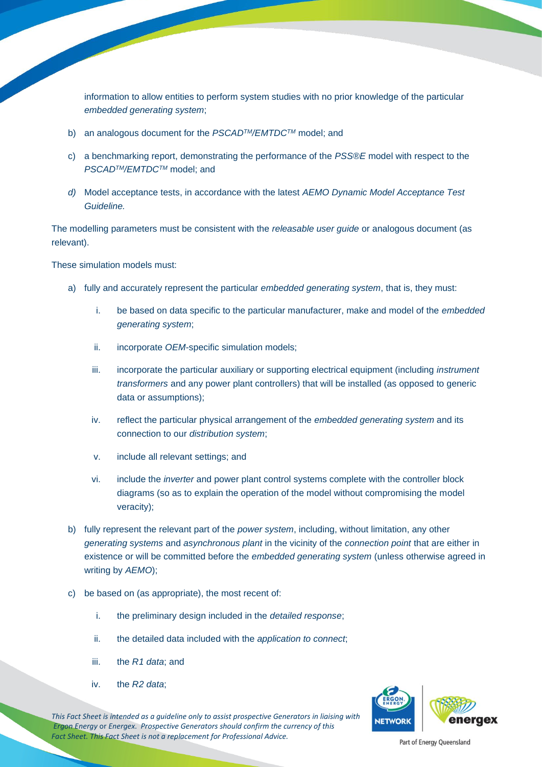information to allow entities to perform system studies with no prior knowledge of the particular *embedded generating system*;

b) an analogous document for the *PSCAD™/EMTDC™* model; and

c) a benchmarking report, demonstrating the performance of the *PSS®E* model with respect to the *PSCAD™/EMTDC™* model; and

*d)* Model acceptance tests, in accordance with the latest *AEMO Dynamic Model Acceptance Test Guideline.*

The modelling parameters must be consistent with the *releasable user guide* or analogous document (as relevant).

These simulation models must:

a) fully and accurately represent the particular *embedded generating system*, that is, they must:

   i. be based on data specific to the particular manufacturer, make and model of the *embedded generating system*;

   ii. incorporate *OEM*-specific simulation models;

   iii. incorporate the particular auxiliary or supporting electrical equipment (including *instrument transformers* and any power plant controllers) that will be installed (as opposed to generic data or assumptions);

   iv. reflect the particular physical arrangement of the *embedded generating system* and its connection to our *distribution system*;

   v. include all relevant settings; and

   vi. include the *inverter* and power plant control systems complete with the controller block diagrams (so as to explain the operation of the model without compromising the model veracity);

b) fully represent the relevant part of the *power system*, including, without limitation, any other *generating systems* and *asynchronous plant* in the vicinity of the *connection point* that are either in existence or will be committed before the *embedded generating system* (unless otherwise agreed in writing by *AEMO*);

c) be based on (as appropriate), the most recent of:

   i. the preliminary design included in the *detailed response*;

   ii. the detailed data included with the *application to connect*;

   iii. the *R1 data*; and

   iv. the *R2 data*;

*This Fact Sheet is intended as a guideline only to assist prospective Generators in liaising with Ergon Energy or Energex. Prospective Generators should confirm the currency of this Fact Sheet. This Fact Sheet is not a replacement for Professional Advice.*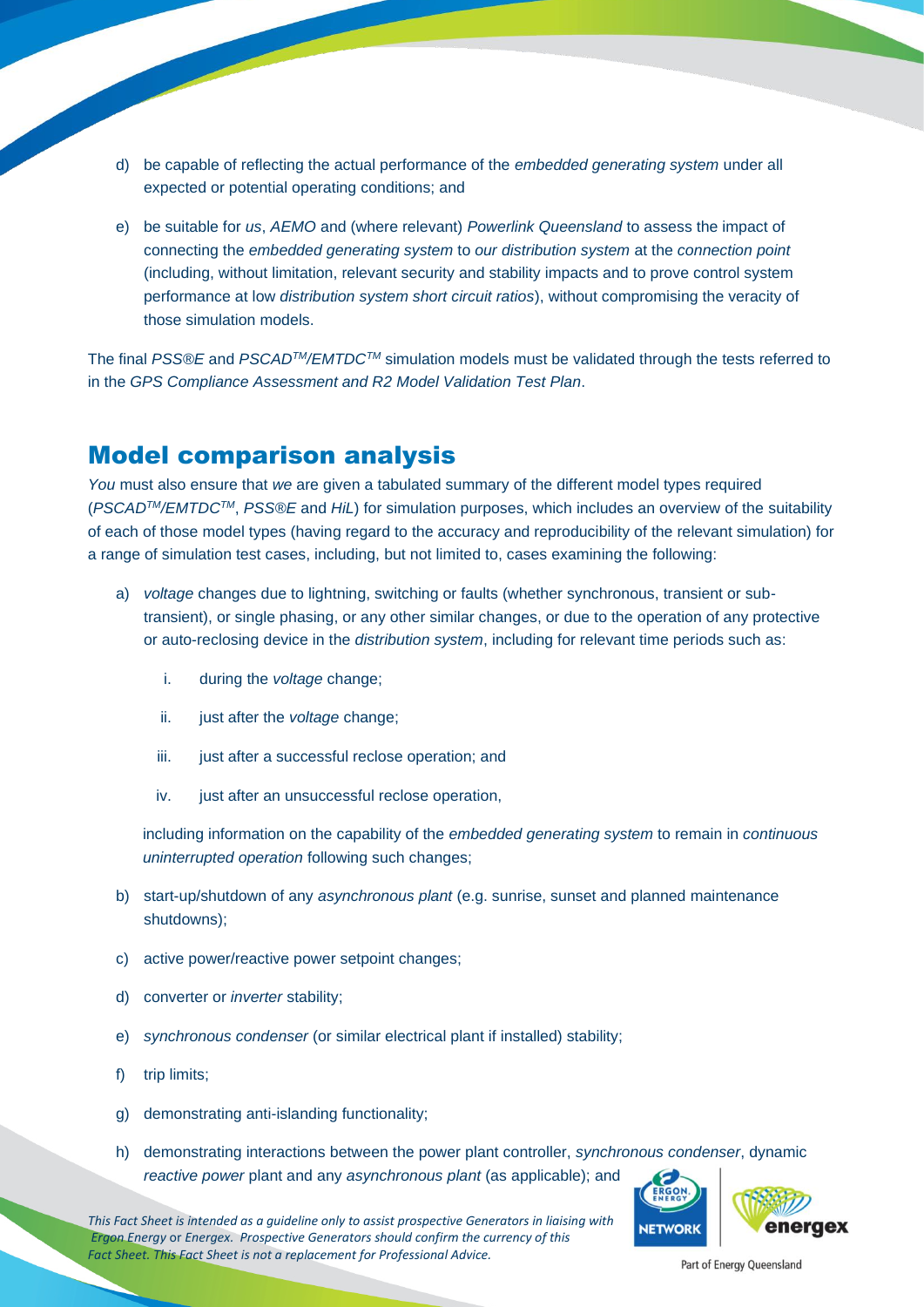d) be capable of reflecting the actual performance of the *embedded generating system* under all expected or potential operating conditions; and

e) be suitable for *us*, *AEMO* and (where relevant) *Powerlink Queensland* to assess the impact of connecting the *embedded generating system* to *our distribution system* at the *connection point* (including, without limitation, relevant security and stability impacts and to prove control system performance at low *distribution system short circuit ratios*), without compromising the veracity of those simulation models.

The final *PSS®E* and *PSCAD™/EMTDC™* simulation models must be validated through the tests referred to in the *GPS Compliance Assessment and R2 Model Validation Test Plan*.

## Model comparison analysis

*You* must also ensure that *we* are given a tabulated summary of the different model types required (*PSCAD™/EMTDC™*, *PSS®E* and *HiL*) for simulation purposes, which includes an overview of the suitability of each of those model types (having regard to the accuracy and reproducibility of the relevant simulation) for a range of simulation test cases, including, but not limited to, cases examining the following:

a) *voltage* changes due to lightning, switching or faults (whether synchronous, transient or sub-transient), or single phasing, or any other similar changes, or due to the operation of any protective or auto-reclosing device in the *distribution system*, including for relevant time periods such as:

   i. during the *voltage* change;

   ii. just after the *voltage* change;

   iii. just after a successful reclose operation; and

   iv. just after an unsuccessful reclose operation,

   including information on the capability of the *embedded generating system* to remain in *continuous uninterrupted operation* following such changes;

b) start-up/shutdown of any *asynchronous plant* (e.g. sunrise, sunset and planned maintenance shutdowns);

c) active power/reactive power setpoint changes;

d) converter or *inverter* stability;

e) *synchronous condenser* (or similar electrical plant if installed) stability;

f) trip limits;

g) demonstrating anti-islanding functionality;

h) demonstrating interactions between the power plant controller, *synchronous condenser*, dynamic *reactive power* plant and any *asynchronous plant* (as applicable); and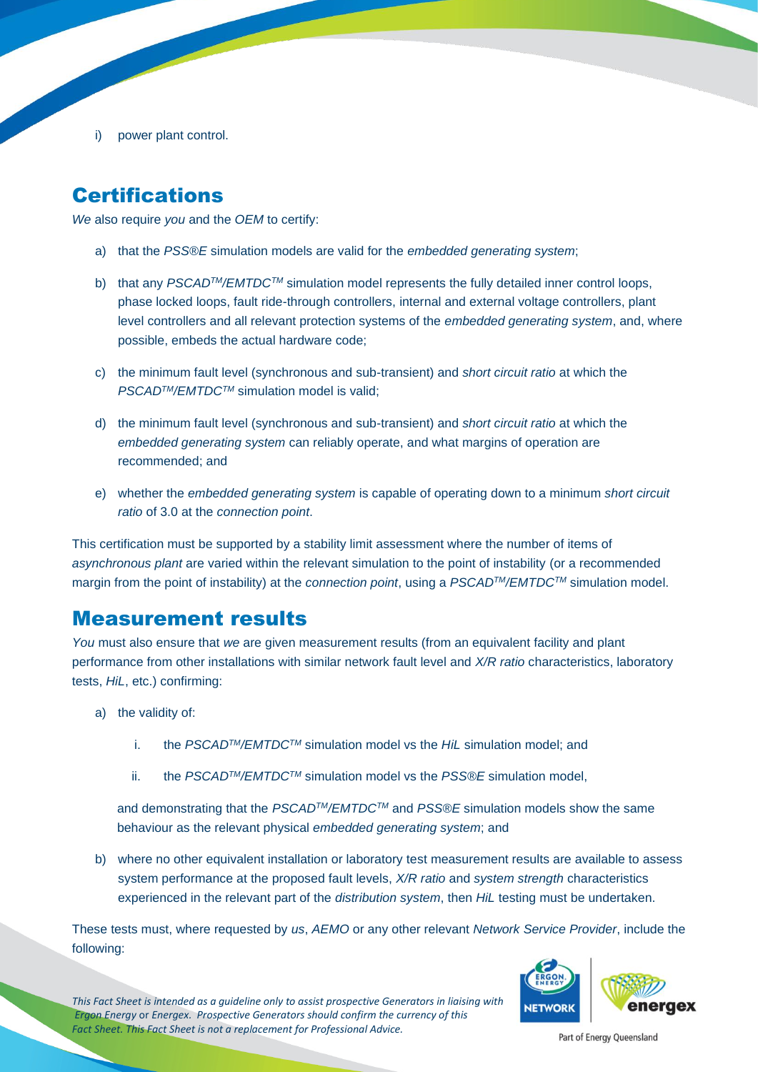i) power plant control.

## Certifications

*We* also require *you* and the *OEM* to certify:

a) that the *PSS®E* simulation models are valid for the *embedded generating system*;

b) that any *PSCAD™/EMTDC™* simulation model represents the fully detailed inner control loops, phase locked loops, fault ride-through controllers, internal and external voltage controllers, plant level controllers and all relevant protection systems of the *embedded generating system*, and, where possible, embeds the actual hardware code;

c) the minimum fault level (synchronous and sub-transient) and *short circuit ratio* at which the *PSCAD™/EMTDC™* simulation model is valid;

d) the minimum fault level (synchronous and sub-transient) and *short circuit ratio* at which the *embedded generating system* can reliably operate, and what margins of operation are recommended; and

e) whether the *embedded generating system* is capable of operating down to a minimum *short circuit ratio* of 3.0 at the *connection point*.

This certification must be supported by a stability limit assessment where the number of items of *asynchronous plant* are varied within the relevant simulation to the point of instability (or a recommended margin from the point of instability) at the *connection point*, using a *PSCAD™/EMTDC™* simulation model.

## Measurement results

*You* must also ensure that *we* are given measurement results (from an equivalent facility and plant performance from other installations with similar network fault level and *X/R ratio* characteristics, laboratory tests, *HiL*, etc.) confirming:

a) the validity of:

   i. the *PSCAD™/EMTDC™* simulation model vs the *HiL* simulation model; and

   ii. the *PSCAD™/EMTDC™* simulation model vs the *PSS®E* simulation model,

   and demonstrating that the *PSCAD™/EMTDC™* and *PSS®E* simulation models show the same behaviour as the relevant physical *embedded generating system*; and

b) where no other equivalent installation or laboratory test measurement results are available to assess system performance at the proposed fault levels, *X/R ratio* and *system strength* characteristics experienced in the relevant part of the *distribution system*, then *HiL* testing must be undertaken.

These tests must, where requested by *us*, *AEMO* or any other relevant *Network Service Provider*, include the following: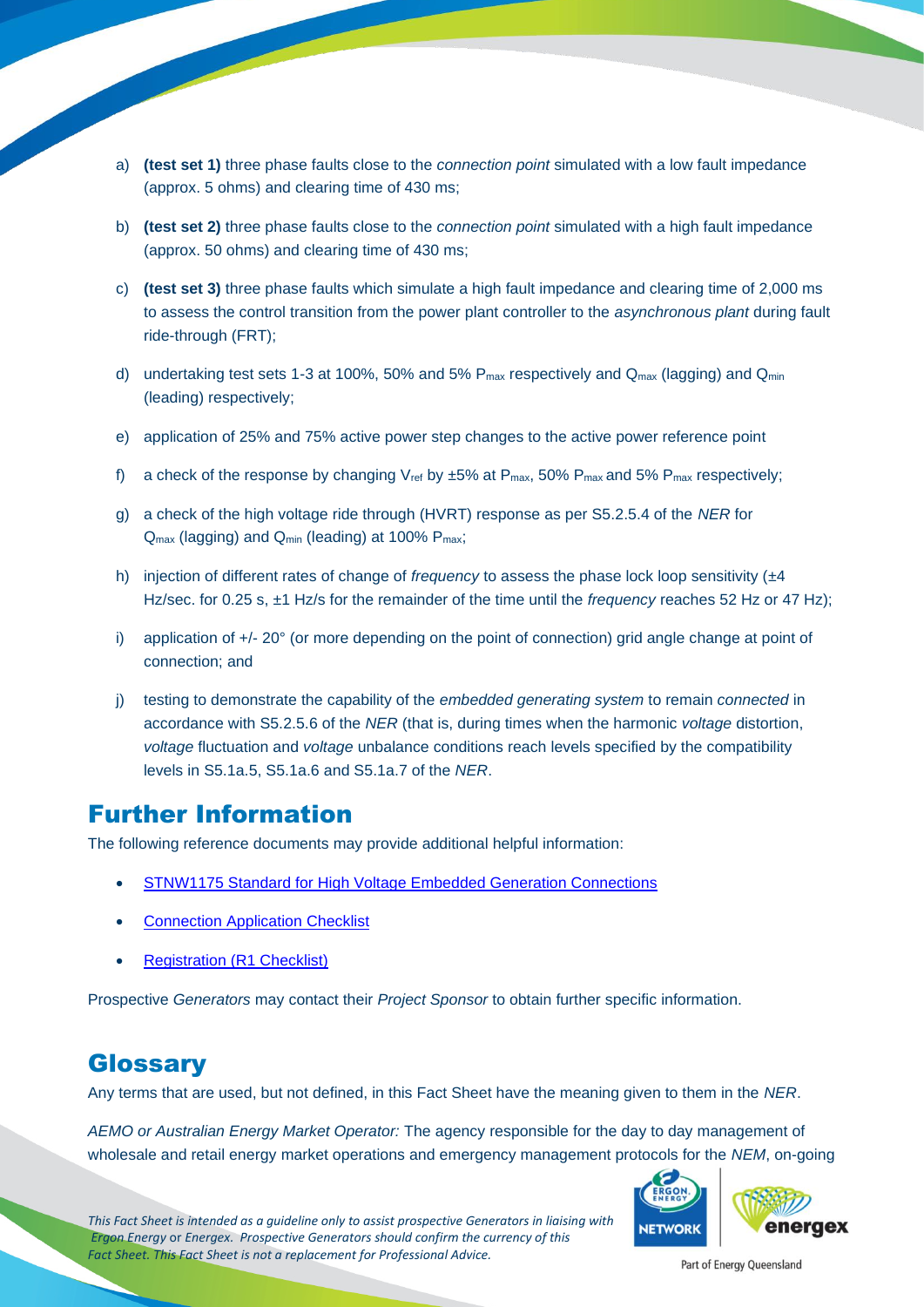a) **(test set 1)** three phase faults close to the *connection point* simulated with a low fault impedance (approx. 5 ohms) and clearing time of 430 ms;

b) **(test set 2)** three phase faults close to the *connection point* simulated with a high fault impedance (approx. 50 ohms) and clearing time of 430 ms;

c) **(test set 3)** three phase faults which simulate a high fault impedance and clearing time of 2,000 ms to assess the control transition from the power plant controller to the *asynchronous plant* during fault ride-through (FRT);

d) undertaking test sets 1-3 at 100%, 50% and 5% $P_{max}$ respectively and $Q_{max}$ (lagging) and $Q_{min}$ (leading) respectively;

e) application of 25% and 75% active power step changes to the active power reference point

f) a check of the response by changing $V_{ref}$ by ±5% at $P_{max}$, 50% $P_{max}$ and 5% $P_{max}$ respectively;

g) a check of the high voltage ride through (HVRT) response as per S5.2.5.4 of the *NER* for $Q_{max}$ (lagging) and $Q_{min}$ (leading) at 100% $P_{max}$;

h) injection of different rates of change of *frequency* to assess the phase lock loop sensitivity (±4 Hz/sec. for 0.25 s, ±1 Hz/s for the remainder of the time until the *frequency* reaches 52 Hz or 47 Hz);

i) application of +/- 20° (or more depending on the point of connection) grid angle change at point of connection; and

j) testing to demonstrate the capability of the *embedded generating system* to remain *connected* in accordance with S5.2.5.6 of the *NER* (that is, during times when the harmonic *voltage* distortion, *voltage* fluctuation and *voltage* unbalance conditions reach levels specified by the compatibility levels in S5.1a.5, S5.1a.6 and S5.1a.7 of the *NER*.

## Further Information

The following reference documents may provide additional helpful information:

- STNW1175 Standard for High Voltage Embedded Generation Connections
- Connection Application Checklist
- Registration (R1 Checklist)

Prospective *Generators* may contact their *Project Sponsor* to obtain further specific information.

## Glossary

Any terms that are used, but not defined, in this Fact Sheet have the meaning given to them in the *NER*.

*AEMO or Australian Energy Market Operator:* The agency responsible for the day to day management of wholesale and retail energy market operations and emergency management protocols for the *NEM*, on-going

*This Fact Sheet is intended as a guideline only to assist prospective Generators in liaising with Ergon Energy or Energex. Prospective Generators should confirm the currency of this Fact Sheet. This Fact Sheet is not a replacement for Professional Advice.*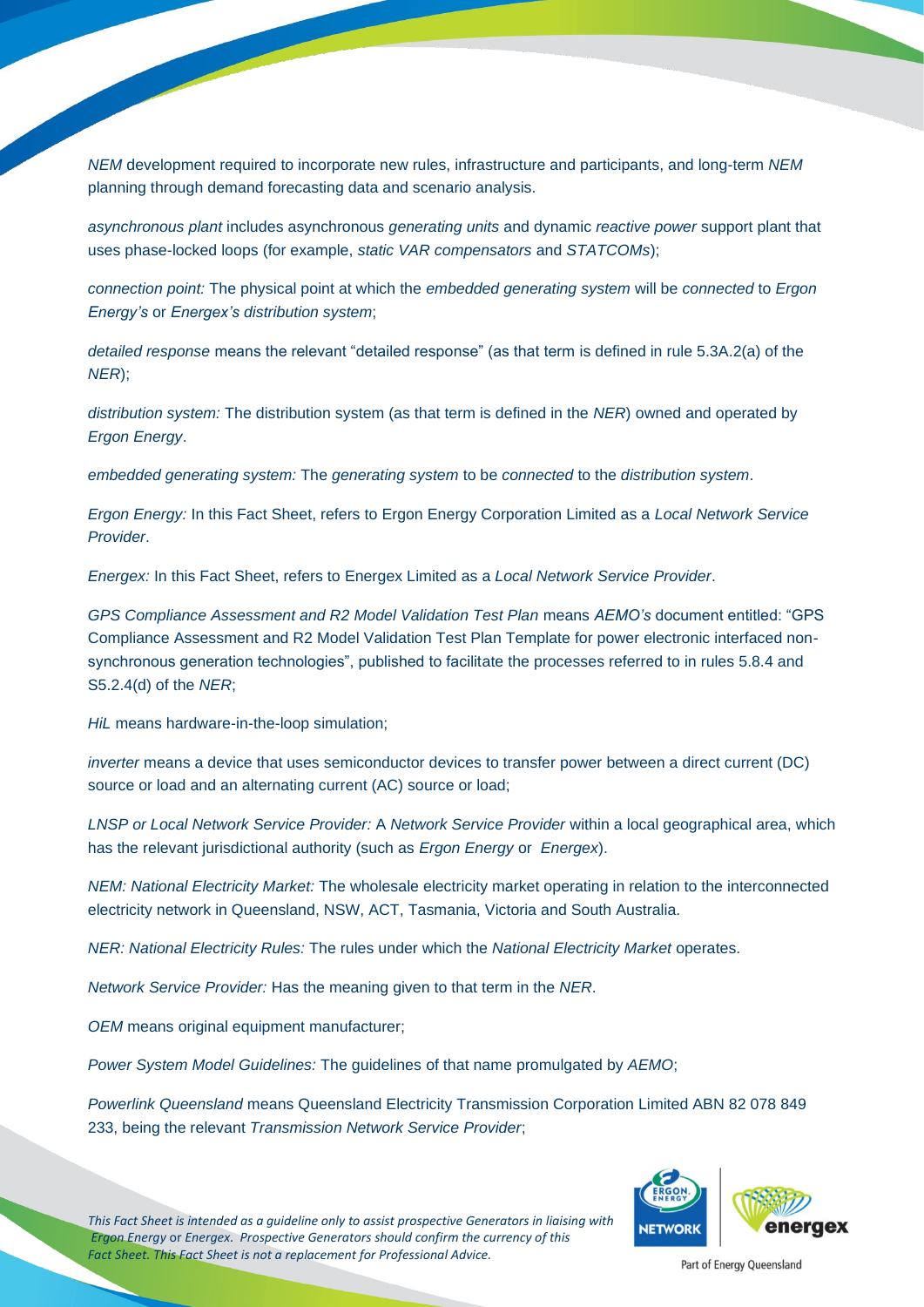*NEM* development required to incorporate new rules, infrastructure and participants, and long-term *NEM* planning through demand forecasting data and scenario analysis.

*asynchronous plant* includes asynchronous *generating units* and dynamic *reactive power* support plant that uses phase-locked loops (for example, *static VAR compensators* and *STATCOMs*);

*connection point:* The physical point at which the *embedded generating system* will be *connected* to *Ergon Energy's* or *Energex's distribution system*;

*detailed response* means the relevant "detailed response" (as that term is defined in rule 5.3A.2(a) of the *NER*);

*distribution system:* The distribution system (as that term is defined in the *NER*) owned and operated by *Ergon Energy*.

*embedded generating system:* The *generating system* to be *connected* to the *distribution system*.

*Ergon Energy:* In this Fact Sheet, refers to Ergon Energy Corporation Limited as a *Local Network Service Provider*.

*Energex:* In this Fact Sheet, refers to Energex Limited as a *Local Network Service Provider*.

*GPS Compliance Assessment and R2 Model Validation Test Plan* means *AEMO's* document entitled: "GPS Compliance Assessment and R2 Model Validation Test Plan Template for power electronic interfaced non-synchronous generation technologies", published to facilitate the processes referred to in rules 5.8.4 and S5.2.4(d) of the *NER*;

*HiL* means hardware-in-the-loop simulation;

*inverter* means a device that uses semiconductor devices to transfer power between a direct current (DC) source or load and an alternating current (AC) source or load;

*LNSP or Local Network Service Provider:* A *Network Service Provider* within a local geographical area, which has the relevant jurisdictional authority (such as *Ergon Energy* or *Energex*).

*NEM: National Electricity Market:* The wholesale electricity market operating in relation to the interconnected electricity network in Queensland, NSW, ACT, Tasmania, Victoria and South Australia.

*NER: National Electricity Rules:* The rules under which the *National Electricity Market* operates.

*Network Service Provider:* Has the meaning given to that term in the *NER*.

*OEM* means original equipment manufacturer;

*Power System Model Guidelines:* The guidelines of that name promulgated by *AEMO*;

*Powerlink Queensland* means Queensland Electricity Transmission Corporation Limited ABN 82 078 849 233, being the relevant *Transmission Network Service Provider*;

*This Fact Sheet is intended as a guideline only to assist prospective Generators in liaising with Ergon Energy or Energex. Prospective Generators should confirm the currency of this Fact Sheet. This Fact Sheet is not a replacement for Professional Advice.*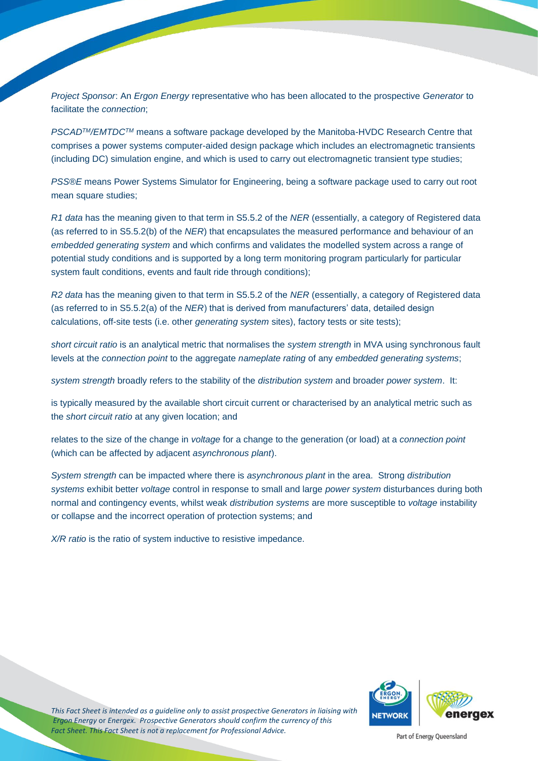*Project Sponsor*: An *Ergon Energy* representative who has been allocated to the prospective *Generator* to facilitate the *connection*;

*PSCAD™/EMTDC™* means a software package developed by the Manitoba-HVDC Research Centre that comprises a power systems computer-aided design package which includes an electromagnetic transients (including DC) simulation engine, and which is used to carry out electromagnetic transient type studies;

*PSS®E* means Power Systems Simulator for Engineering, being a software package used to carry out root mean square studies;

*R1 data* has the meaning given to that term in S5.5.2 of the *NER* (essentially, a category of Registered data (as referred to in S5.5.2(b) of the *NER*) that encapsulates the measured performance and behaviour of an *embedded generating system* and which confirms and validates the modelled system across a range of potential study conditions and is supported by a long term monitoring program particularly for particular system fault conditions, events and fault ride through conditions);

*R2 data* has the meaning given to that term in S5.5.2 of the *NER* (essentially, a category of Registered data (as referred to in S5.5.2(a) of the *NER*) that is derived from manufacturers' data, detailed design calculations, off-site tests (i.e. other *generating system* sites), factory tests or site tests);

*short circuit ratio* is an analytical metric that normalises the *system strength* in MVA using synchronous fault levels at the *connection point* to the aggregate *nameplate rating* of any *embedded generating systems*;

*system strength* broadly refers to the stability of the *distribution system* and broader *power system*. It:

is typically measured by the available short circuit current or characterised by an analytical metric such as the *short circuit ratio* at any given location; and

relates to the size of the change in *voltage* for a change to the generation (or load) at a *connection point* (which can be affected by adjacent *asynchronous plant*).

*System strength* can be impacted where there is *asynchronous plant* in the area. Strong *distribution systems* exhibit better *voltage* control in response to small and large *power system* disturbances during both normal and contingency events, whilst weak *distribution systems* are more susceptible to *voltage* instability or collapse and the incorrect operation of protection systems; and

*X/R ratio* is the ratio of system inductive to resistive impedance.

*This Fact Sheet is intended as a guideline only to assist prospective Generators in liaising with Ergon Energy or Energex. Prospective Generators should confirm the currency of this Fact Sheet. This Fact Sheet is not a replacement for Professional Advice.*